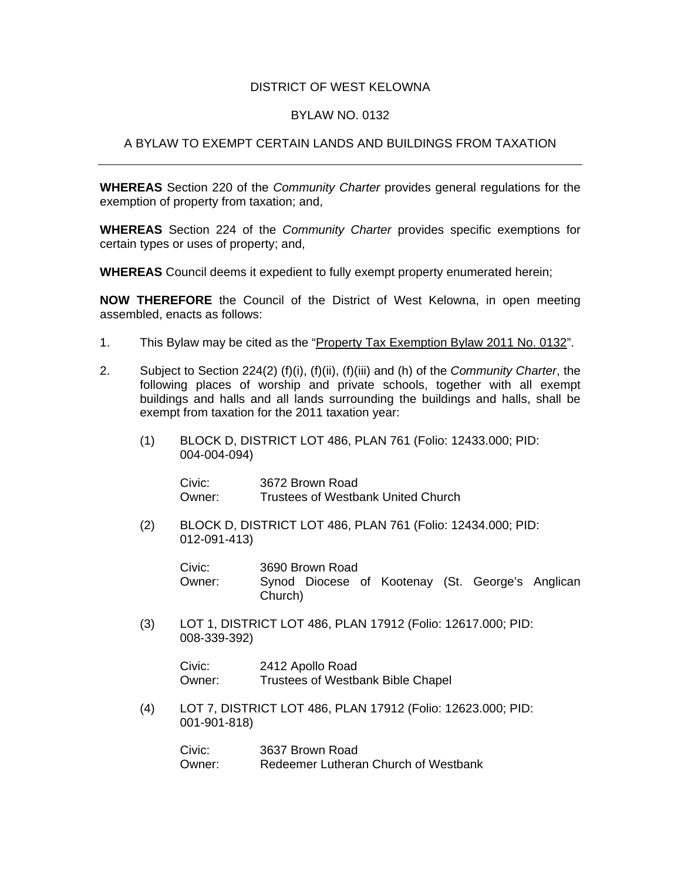# DISTRICT OF WEST KELOWNA

## BYLAW NO. 0132

## A BYLAW TO EXEMPT CERTAIN LANDS AND BUILDINGS FROM TAXATION

---

**WHEREAS** Section 220 of the *Community Charter* provides general regulations for the exemption of property from taxation; and,

**WHEREAS** Section 224 of the *Community Charter* provides specific exemptions for certain types or uses of property; and,

**WHEREAS** Council deems it expedient to fully exempt property enumerated herein;

**NOW THEREFORE** the Council of the District of West Kelowna, in open meeting assembled, enacts as follows:

1. This Bylaw may be cited as the "Property Tax Exemption Bylaw 2011 No. 0132".

2. Subject to Section 224(2) (f)(i), (f)(ii), (f)(iii) and (h) of the *Community Charter*, the following places of worship and private schools, together with all exempt buildings and halls and all lands surrounding the buildings and halls, shall be exempt from taxation for the 2011 taxation year:

   (1) BLOCK D, DISTRICT LOT 486, PLAN 761 (Folio: 12433.000; PID: 004-004-094)

   Civic: 3672 Brown Road
   Owner: Trustees of Westbank United Church

   (2) BLOCK D, DISTRICT LOT 486, PLAN 761 (Folio: 12434.000; PID: 012-091-413)

   Civic: 3690 Brown Road
   Owner: Synod Diocese of Kootenay (St. George's Anglican Church)

   (3) LOT 1, DISTRICT LOT 486, PLAN 17912 (Folio: 12617.000; PID: 008-339-392)

   Civic: 2412 Apollo Road
   Owner: Trustees of Westbank Bible Chapel

   (4) LOT 7, DISTRICT LOT 486, PLAN 17912 (Folio: 12623.000; PID: 001-901-818)

   Civic: 3637 Brown Road
   Owner: Redeemer Lutheran Church of Westbank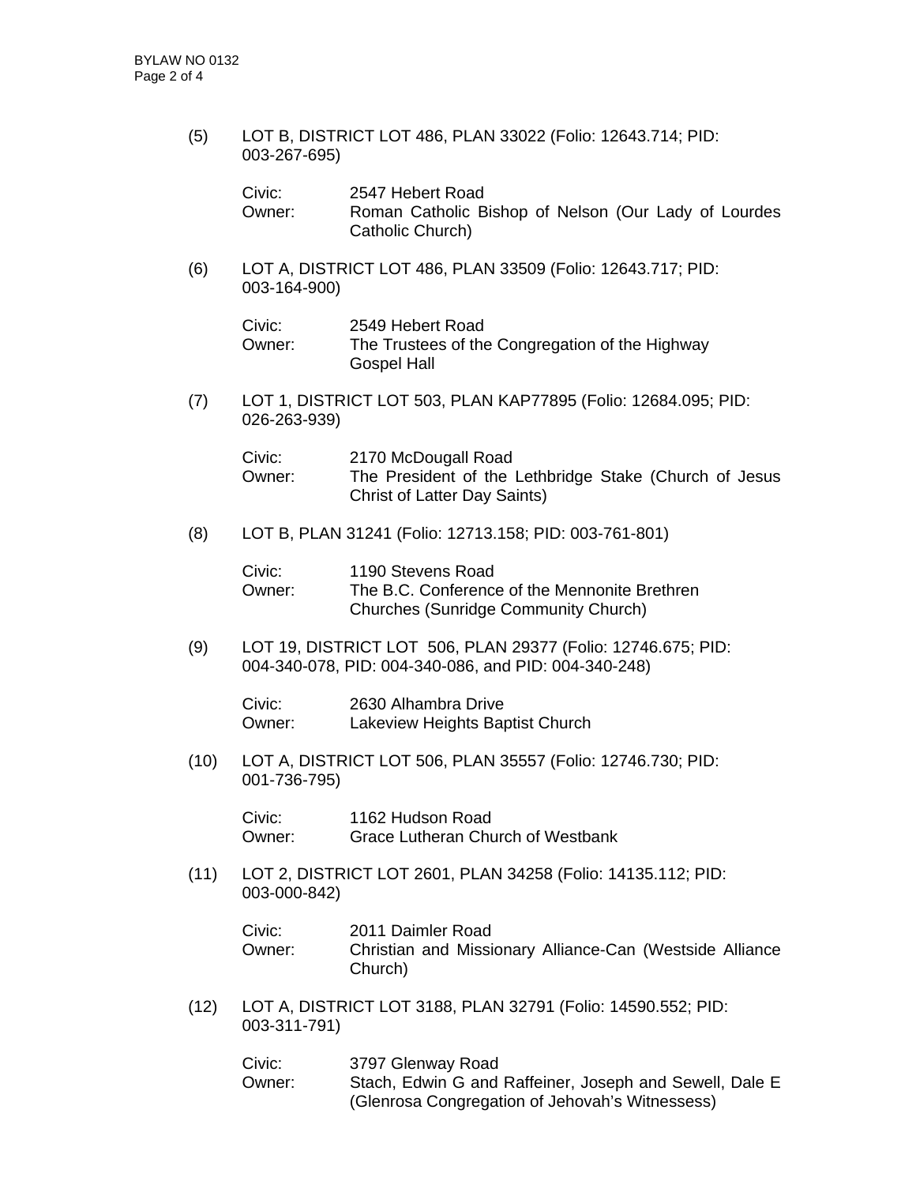(5) LOT B, DISTRICT LOT 486, PLAN 33022 (Folio: 12643.714; PID: 003-267-695)

Civic: 2547 Hebert Road
Owner: Roman Catholic Bishop of Nelson (Our Lady of Lourdes Catholic Church)

(6) LOT A, DISTRICT LOT 486, PLAN 33509 (Folio: 12643.717; PID: 003-164-900)

Civic: 2549 Hebert Road
Owner: The Trustees of the Congregation of the Highway Gospel Hall

(7) LOT 1, DISTRICT LOT 503, PLAN KAP77895 (Folio: 12684.095; PID: 026-263-939)

Civic: 2170 McDougall Road
Owner: The President of the Lethbridge Stake (Church of Jesus Christ of Latter Day Saints)

(8) LOT B, PLAN 31241 (Folio: 12713.158; PID: 003-761-801)

Civic: 1190 Stevens Road
Owner: The B.C. Conference of the Mennonite Brethren Churches (Sunridge Community Church)

(9) LOT 19, DISTRICT LOT 506, PLAN 29377 (Folio: 12746.675; PID: 004-340-078, PID: 004-340-086, and PID: 004-340-248)

Civic: 2630 Alhambra Drive
Owner: Lakeview Heights Baptist Church

(10) LOT A, DISTRICT LOT 506, PLAN 35557 (Folio: 12746.730; PID: 001-736-795)

Civic: 1162 Hudson Road
Owner: Grace Lutheran Church of Westbank

(11) LOT 2, DISTRICT LOT 2601, PLAN 34258 (Folio: 14135.112; PID: 003-000-842)

Civic: 2011 Daimler Road
Owner: Christian and Missionary Alliance-Can (Westside Alliance Church)

(12) LOT A, DISTRICT LOT 3188, PLAN 32791 (Folio: 14590.552; PID: 003-311-791)

Civic: 3797 Glenway Road
Owner: Stach, Edwin G and Raffeiner, Joseph and Sewell, Dale E (Glenrosa Congregation of Jehovah's Witnessess)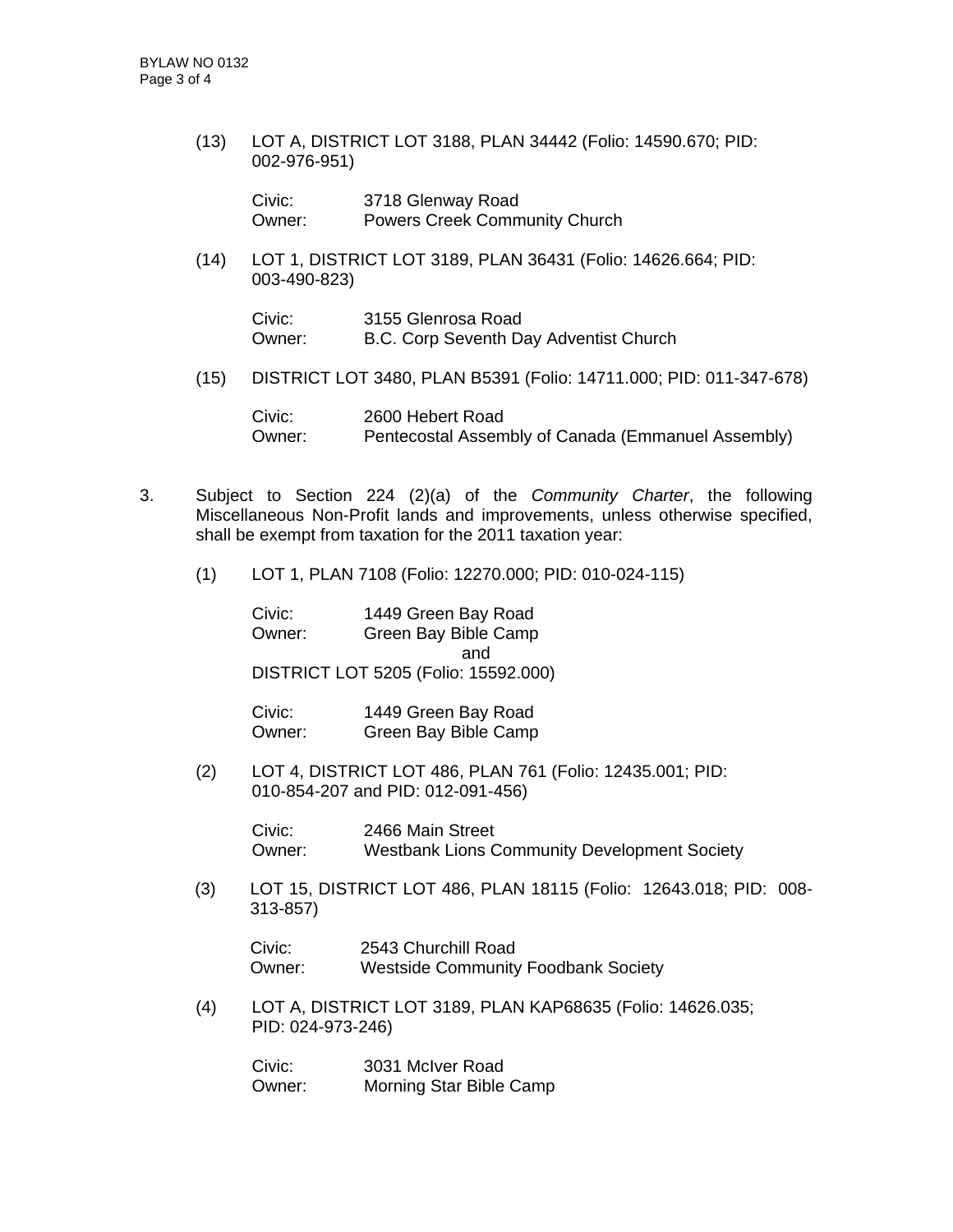(13) LOT A, DISTRICT LOT 3188, PLAN 34442 (Folio: 14590.670; PID: 002-976-951)

Civic: 3718 Glenway Road
Owner: Powers Creek Community Church

(14) LOT 1, DISTRICT LOT 3189, PLAN 36431 (Folio: 14626.664; PID: 003-490-823)

Civic: 3155 Glenrosa Road
Owner: B.C. Corp Seventh Day Adventist Church

(15) DISTRICT LOT 3480, PLAN B5391 (Folio: 14711.000; PID: 011-347-678)

Civic: 2600 Hebert Road
Owner: Pentecostal Assembly of Canada (Emmanuel Assembly)

3. Subject to Section 224 (2)(a) of the *Community Charter*, the following Miscellaneous Non-Profit lands and improvements, unless otherwise specified, shall be exempt from taxation for the 2011 taxation year:

(1) LOT 1, PLAN 7108 (Folio: 12270.000; PID: 010-024-115)

Civic: 1449 Green Bay Road
Owner: Green Bay Bible Camp

and

DISTRICT LOT 5205 (Folio: 15592.000)

Civic: 1449 Green Bay Road
Owner: Green Bay Bible Camp

(2) LOT 4, DISTRICT LOT 486, PLAN 761 (Folio: 12435.001; PID: 010-854-207 and PID: 012-091-456)

Civic: 2466 Main Street
Owner: Westbank Lions Community Development Society

(3) LOT 15, DISTRICT LOT 486, PLAN 18115 (Folio: 12643.018; PID: 008-313-857)

Civic: 2543 Churchill Road
Owner: Westside Community Foodbank Society

(4) LOT A, DISTRICT LOT 3189, PLAN KAP68635 (Folio: 14626.035; PID: 024-973-246)

Civic: 3031 McIver Road
Owner: Morning Star Bible Camp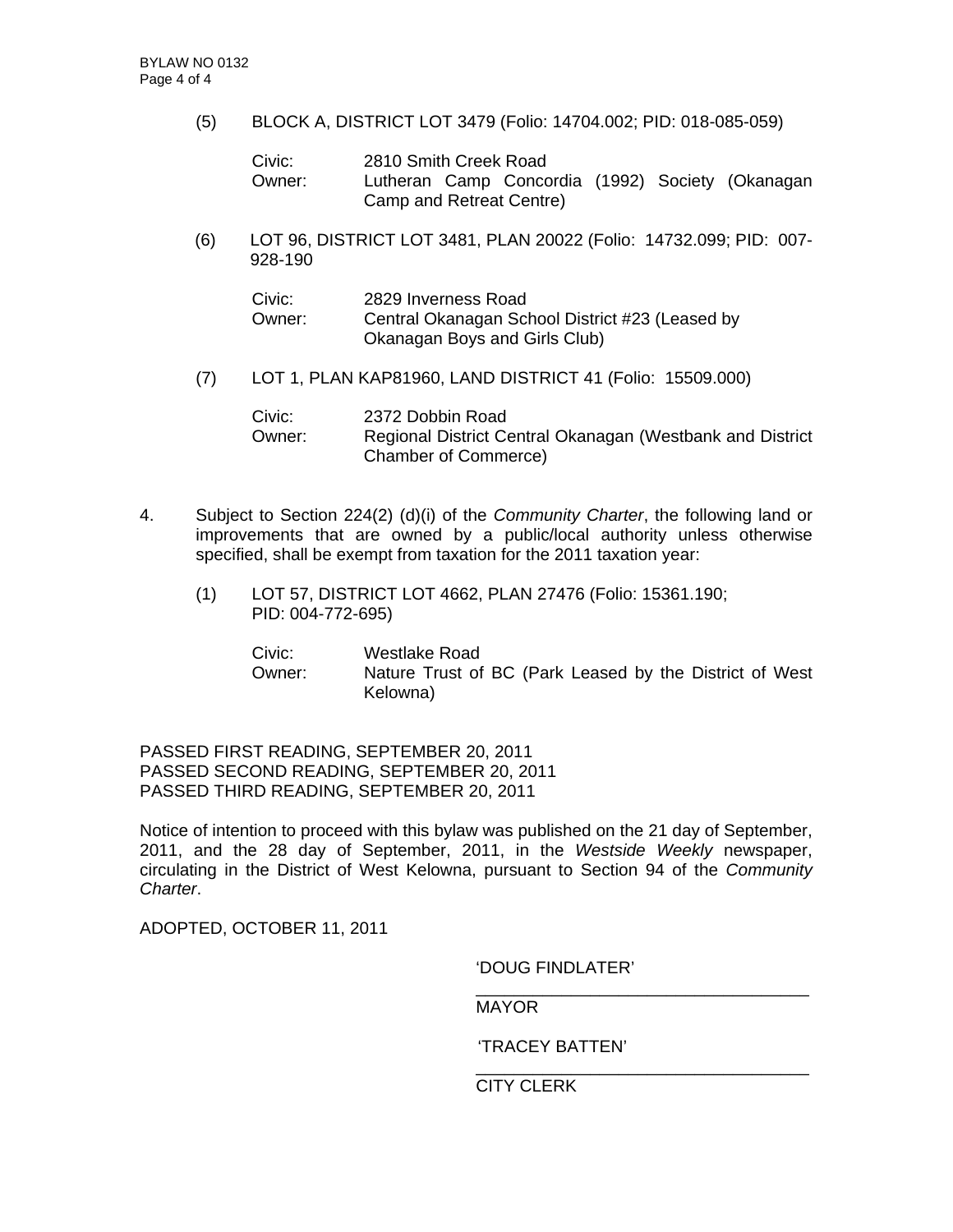(5) BLOCK A, DISTRICT LOT 3479 (Folio: 14704.002; PID: 018-085-059)

Civic: 2810 Smith Creek Road
Owner: Lutheran Camp Concordia (1992) Society (Okanagan Camp and Retreat Centre)

(6) LOT 96, DISTRICT LOT 3481, PLAN 20022 (Folio: 14732.099; PID: 007-928-190

Civic: 2829 Inverness Road
Owner: Central Okanagan School District #23 (Leased by Okanagan Boys and Girls Club)

(7) LOT 1, PLAN KAP81960, LAND DISTRICT 41 (Folio: 15509.000)

Civic: 2372 Dobbin Road
Owner: Regional District Central Okanagan (Westbank and District Chamber of Commerce)

4. Subject to Section 224(2) (d)(i) of the *Community Charter*, the following land or improvements that are owned by a public/local authority unless otherwise specified, shall be exempt from taxation for the 2011 taxation year:

(1) LOT 57, DISTRICT LOT 4662, PLAN 27476 (Folio: 15361.190; PID: 004-772-695)

Civic: Westlake Road
Owner: Nature Trust of BC (Park Leased by the District of West Kelowna)

PASSED FIRST READING, SEPTEMBER 20, 2011
PASSED SECOND READING, SEPTEMBER 20, 2011
PASSED THIRD READING, SEPTEMBER 20, 2011

Notice of intention to proceed with this bylaw was published on the 21 day of September, 2011, and the 28 day of September, 2011, in the *Westside Weekly* newspaper, circulating in the District of West Kelowna, pursuant to Section 94 of the *Community Charter*.

ADOPTED, OCTOBER 11, 2011

'DOUG FINDLATER'
MAYOR

'TRACEY BATTEN'
CITY CLERK